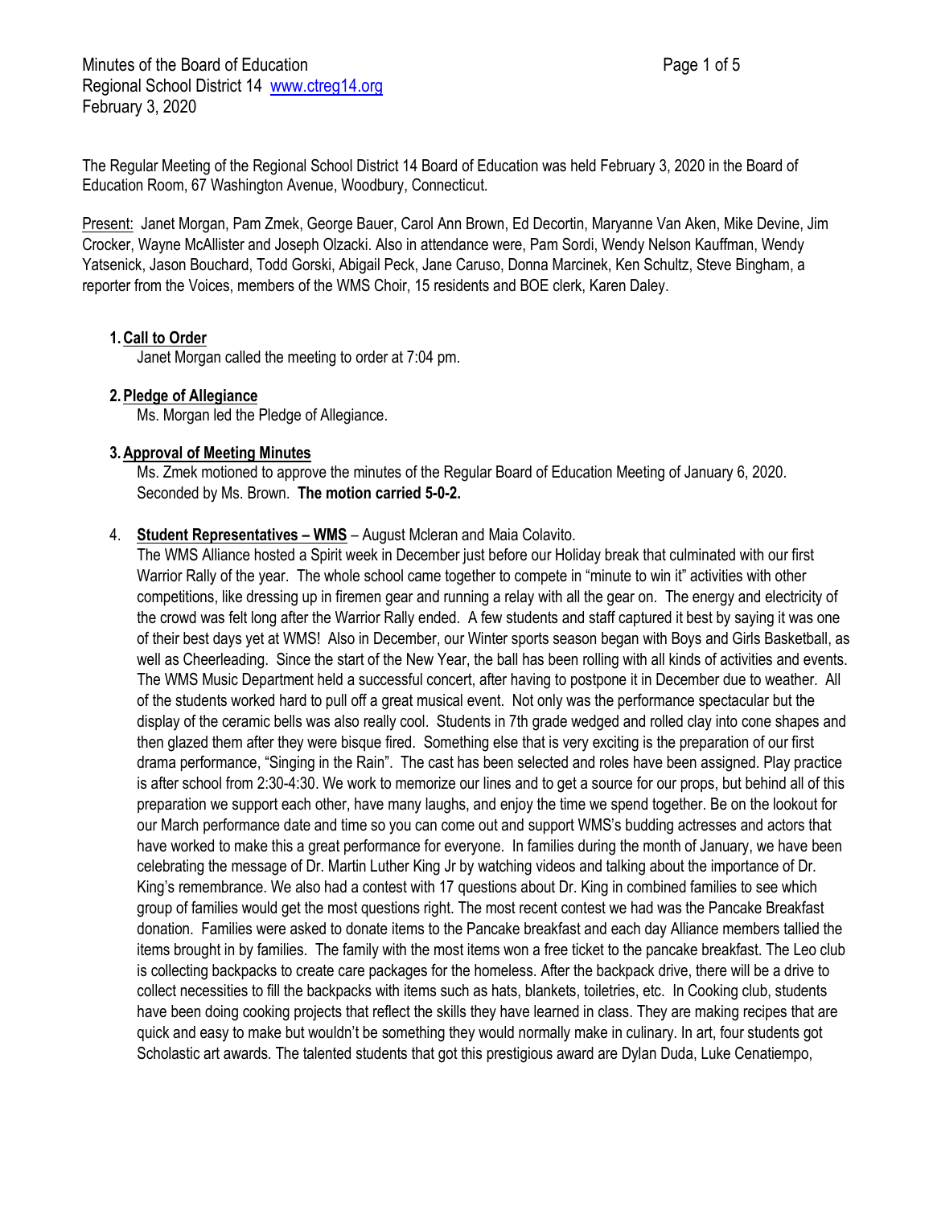Minutes of the Board of Education
Regional School District 14 www.ctreg14.org
February 3, 2020

The Regular Meeting of the Regional School District 14 Board of Education was held February 3, 2020 in the Board of Education Room, 67 Washington Avenue, Woodbury, Connecticut.

Present: Janet Morgan, Pam Zmek, George Bauer, Carol Ann Brown, Ed Decortin, Maryanne Van Aken, Mike Devine, Jim Crocker, Wayne McAllister and Joseph Olzacki. Also in attendance were, Pam Sordi, Wendy Nelson Kauffman, Wendy Yatsenick, Jason Bouchard, Todd Gorski, Abigail Peck, Jane Caruso, Donna Marcinek, Ken Schultz, Steve Bingham, a reporter from the Voices, members of the WMS Choir, 15 residents and BOE clerk, Karen Daley.

1. **Call to Order**
   Janet Morgan called the meeting to order at 7:04 pm.

2. **Pledge of Allegiance**
   Ms. Morgan led the Pledge of Allegiance.

3. **Approval of Meeting Minutes**
   Ms. Zmek motioned to approve the minutes of the Regular Board of Education Meeting of January 6, 2020. Seconded by Ms. Brown. **The motion carried 5-0-2.**

4. **Student Representatives – WMS** – August Mcleran and Maia Colavito.
   The WMS Alliance hosted a Spirit week in December just before our Holiday break that culminated with our first Warrior Rally of the year. The whole school came together to compete in "minute to win it" activities with other competitions, like dressing up in firemen gear and running a relay with all the gear on. The energy and electricity of the crowd was felt long after the Warrior Rally ended. A few students and staff captured it best by saying it was one of their best days yet at WMS! Also in December, our Winter sports season began with Boys and Girls Basketball, as well as Cheerleading. Since the start of the New Year, the ball has been rolling with all kinds of activities and events. The WMS Music Department held a successful concert, after having to postpone it in December due to weather. All of the students worked hard to pull off a great musical event. Not only was the performance spectacular but the display of the ceramic bells was also really cool. Students in 7th grade wedged and rolled clay into cone shapes and then glazed them after they were bisque fired. Something else that is very exciting is the preparation of our first drama performance, "Singing in the Rain". The cast has been selected and roles have been assigned. Play practice is after school from 2:30-4:30. We work to memorize our lines and to get a source for our props, but behind all of this preparation we support each other, have many laughs, and enjoy the time we spend together. Be on the lookout for our March performance date and time so you can come out and support WMS's budding actresses and actors that have worked to make this a great performance for everyone. In families during the month of January, we have been celebrating the message of Dr. Martin Luther King Jr by watching videos and talking about the importance of Dr. King's remembrance. We also had a contest with 17 questions about Dr. King in combined families to see which group of families would get the most questions right. The most recent contest we had was the Pancake Breakfast donation. Families were asked to donate items to the Pancake breakfast and each day Alliance members tallied the items brought in by families. The family with the most items won a free ticket to the pancake breakfast. The Leo club is collecting backpacks to create care packages for the homeless. After the backpack drive, there will be a drive to collect necessities to fill the backpacks with items such as hats, blankets, toiletries, etc. In Cooking club, students have been doing cooking projects that reflect the skills they have learned in class. They are making recipes that are quick and easy to make but wouldn't be something they would normally make in culinary. In art, four students got Scholastic art awards. The talented students that got this prestigious award are Dylan Duda, Luke Cenatiempo,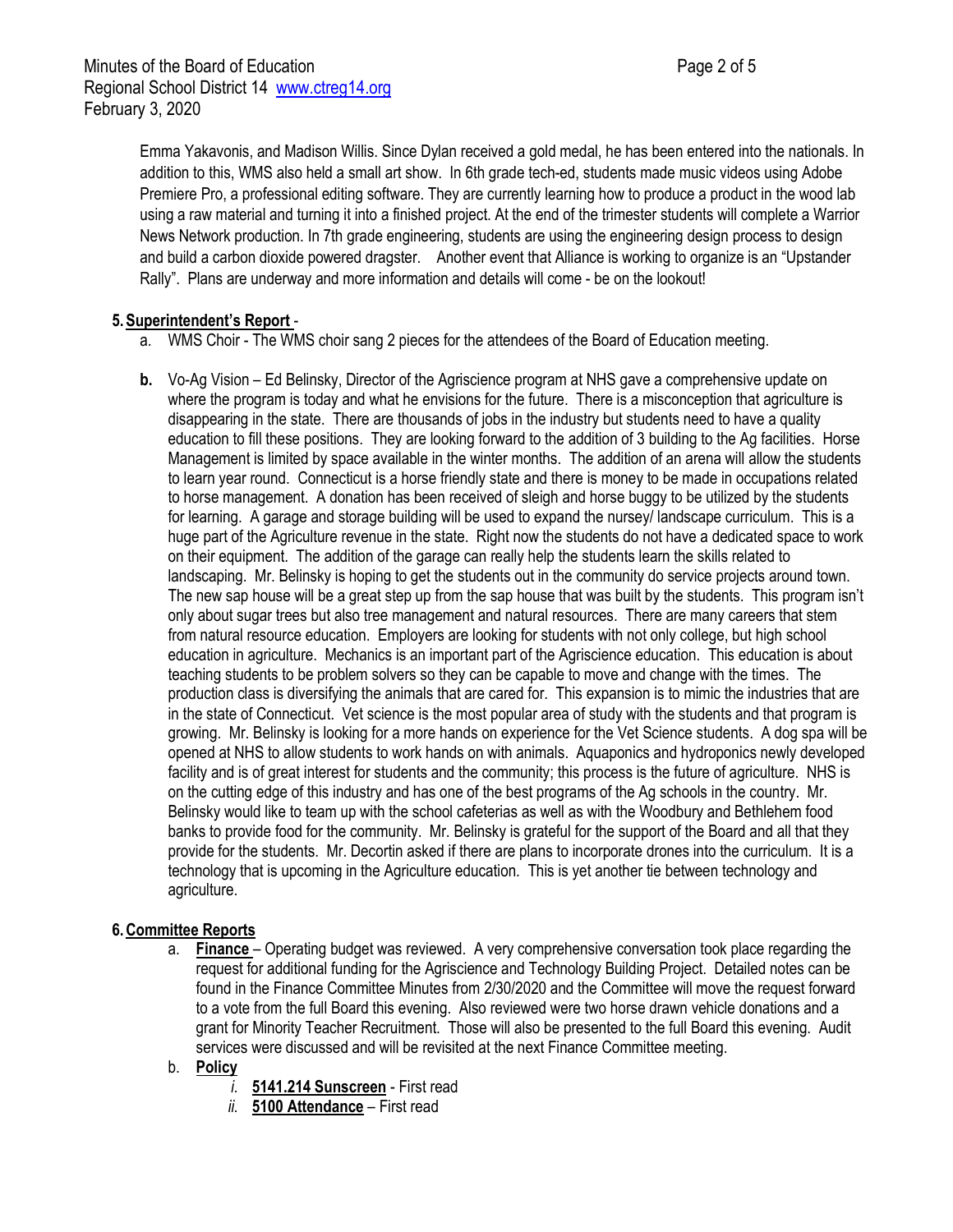Emma Yakavonis, and Madison Willis. Since Dylan received a gold medal, he has been entered into the nationals. In addition to this, WMS also held a small art show. In 6th grade tech-ed, students made music videos using Adobe Premiere Pro, a professional editing software. They are currently learning how to produce a product in the wood lab using a raw material and turning it into a finished project. At the end of the trimester students will complete a Warrior News Network production. In 7th grade engineering, students are using the engineering design process to design and build a carbon dioxide powered dragster. Another event that Alliance is working to organize is an "Upstander Rally". Plans are underway and more information and details will come - be on the lookout!

**5. Superintendent's Report** -

a. WMS Choir - The WMS choir sang 2 pieces for the attendees of the Board of Education meeting.

**b.** Vo-Ag Vision – Ed Belinsky, Director of the Agriscience program at NHS gave a comprehensive update on where the program is today and what he envisions for the future. There is a misconception that agriculture is disappearing in the state. There are thousands of jobs in the industry but students need to have a quality education to fill these positions. They are looking forward to the addition of 3 building to the Ag facilities. Horse Management is limited by space available in the winter months. The addition of an arena will allow the students to learn year round. Connecticut is a horse friendly state and there is money to be made in occupations related to horse management. A donation has been received of sleigh and horse buggy to be utilized by the students for learning. A garage and storage building will be used to expand the nursey/ landscape curriculum. This is a huge part of the Agriculture revenue in the state. Right now the students do not have a dedicated space to work on their equipment. The addition of the garage can really help the students learn the skills related to landscaping. Mr. Belinsky is hoping to get the students out in the community do service projects around town. The new sap house will be a great step up from the sap house that was built by the students. This program isn't only about sugar trees but also tree management and natural resources. There are many careers that stem from natural resource education. Employers are looking for students with not only college, but high school education in agriculture. Mechanics is an important part of the Agriscience education. This education is about teaching students to be problem solvers so they can be capable to move and change with the times. The production class is diversifying the animals that are cared for. This expansion is to mimic the industries that are in the state of Connecticut. Vet science is the most popular area of study with the students and that program is growing. Mr. Belinsky is looking for a more hands on experience for the Vet Science students. A dog spa will be opened at NHS to allow students to work hands on with animals. Aquaponics and hydroponics newly developed facility and is of great interest for students and the community; this process is the future of agriculture. NHS is on the cutting edge of this industry and has one of the best programs of the Ag schools in the country. Mr. Belinsky would like to team up with the school cafeterias as well as with the Woodbury and Bethlehem food banks to provide food for the community. Mr. Belinsky is grateful for the support of the Board and all that they provide for the students. Mr. Decortin asked if there are plans to incorporate drones into the curriculum. It is a technology that is upcoming in the Agriculture education. This is yet another tie between technology and agriculture.

**6. Committee Reports**

a. **Finance** – Operating budget was reviewed. A very comprehensive conversation took place regarding the request for additional funding for the Agriscience and Technology Building Project. Detailed notes can be found in the Finance Committee Minutes from 2/30/2020 and the Committee will move the request forward to a vote from the full Board this evening. Also reviewed were two horse drawn vehicle donations and a grant for Minority Teacher Recruitment. Those will also be presented to the full Board this evening. Audit services were discussed and will be revisited at the next Finance Committee meeting.

b. **Policy**

*i.* **5141.214 Sunscreen** - First read

*ii.* **5100 Attendance** – First read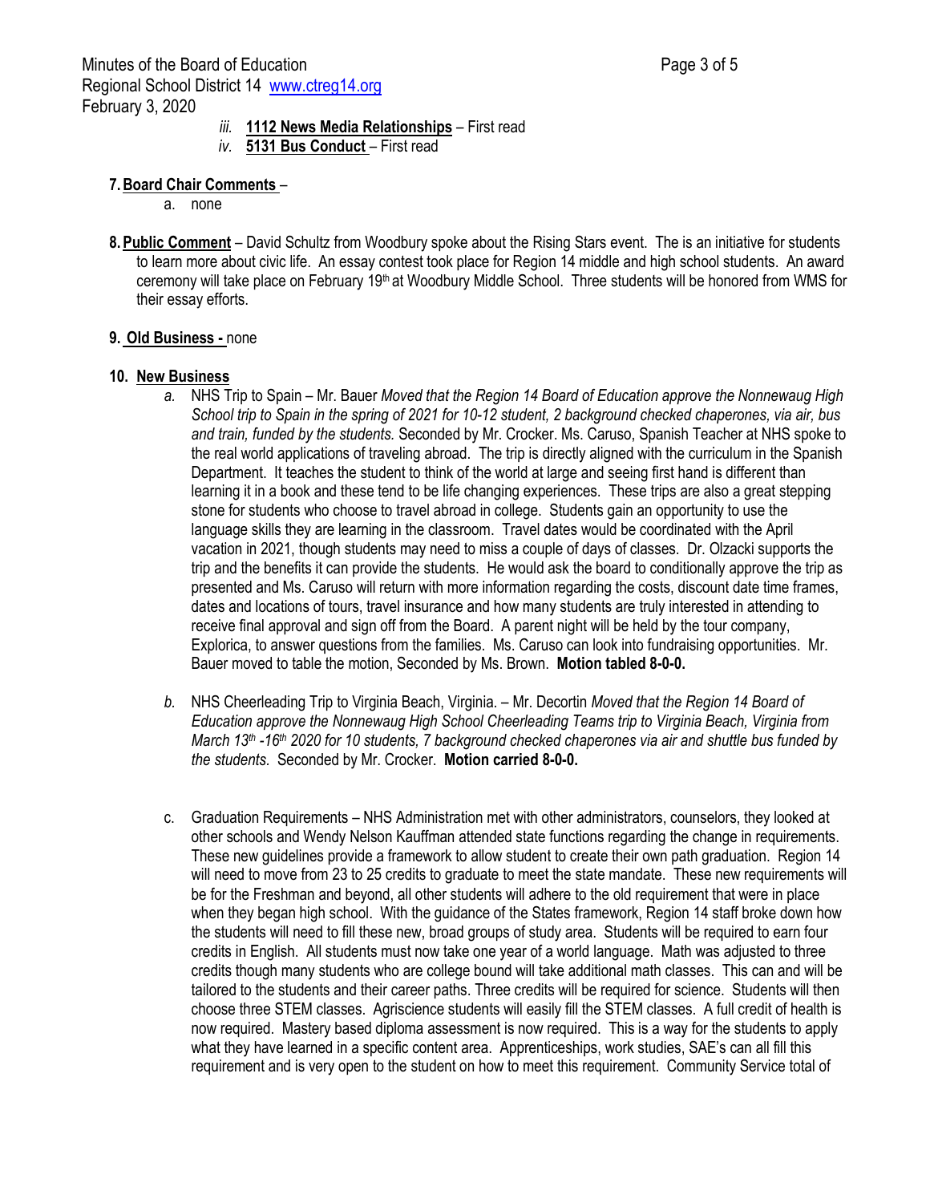*iii.* **1112 News Media Relationships** – First read

*iv.* **5131 Bus Conduct** – First read

**7. Board Chair Comments** –

a. none

**8. Public Comment** – David Schultz from Woodbury spoke about the Rising Stars event. The is an initiative for students to learn more about civic life. An essay contest took place for Region 14 middle and high school students. An award ceremony will take place on February 19th at Woodbury Middle School. Three students will be honored from WMS for their essay efforts.

**9. Old Business -** none

**10. New Business**

*a.* NHS Trip to Spain – Mr. Bauer *Moved that the Region 14 Board of Education approve the Nonnewaug High School trip to Spain in the spring of 2021 for 10-12 student, 2 background checked chaperones, via air, bus and train, funded by the students.* Seconded by Mr. Crocker. Ms. Caruso, Spanish Teacher at NHS spoke to the real world applications of traveling abroad. The trip is directly aligned with the curriculum in the Spanish Department. It teaches the student to think of the world at large and seeing first hand is different than learning it in a book and these tend to be life changing experiences. These trips are also a great stepping stone for students who choose to travel abroad in college. Students gain an opportunity to use the language skills they are learning in the classroom. Travel dates would be coordinated with the April vacation in 2021, though students may need to miss a couple of days of classes. Dr. Olzacki supports the trip and the benefits it can provide the students. He would ask the board to conditionally approve the trip as presented and Ms. Caruso will return with more information regarding the costs, discount date time frames, dates and locations of tours, travel insurance and how many students are truly interested in attending to receive final approval and sign off from the Board. A parent night will be held by the tour company, Explorica, to answer questions from the families. Ms. Caruso can look into fundraising opportunities. Mr. Bauer moved to table the motion, Seconded by Ms. Brown. **Motion tabled 8-0-0.**

*b.* NHS Cheerleading Trip to Virginia Beach, Virginia. – Mr. Decortin *Moved that the Region 14 Board of Education approve the Nonnewaug High School Cheerleading Teams trip to Virginia Beach, Virginia from March 13th -16th 2020 for 10 students, 7 background checked chaperones via air and shuttle bus funded by the students.* Seconded by Mr. Crocker. **Motion carried 8-0-0.**

c. Graduation Requirements – NHS Administration met with other administrators, counselors, they looked at other schools and Wendy Nelson Kauffman attended state functions regarding the change in requirements. These new guidelines provide a framework to allow student to create their own path graduation. Region 14 will need to move from 23 to 25 credits to graduate to meet the state mandate. These new requirements will be for the Freshman and beyond, all other students will adhere to the old requirement that were in place when they began high school. With the guidance of the States framework, Region 14 staff broke down how the students will need to fill these new, broad groups of study area. Students will be required to earn four credits in English. All students must now take one year of a world language. Math was adjusted to three credits though many students who are college bound will take additional math classes. This can and will be tailored to the students and their career paths. Three credits will be required for science. Students will then choose three STEM classes. Agriscience students will easily fill the STEM classes. A full credit of health is now required. Mastery based diploma assessment is now required. This is a way for the students to apply what they have learned in a specific content area. Apprenticeships, work studies, SAE's can all fill this requirement and is very open to the student on how to meet this requirement. Community Service total of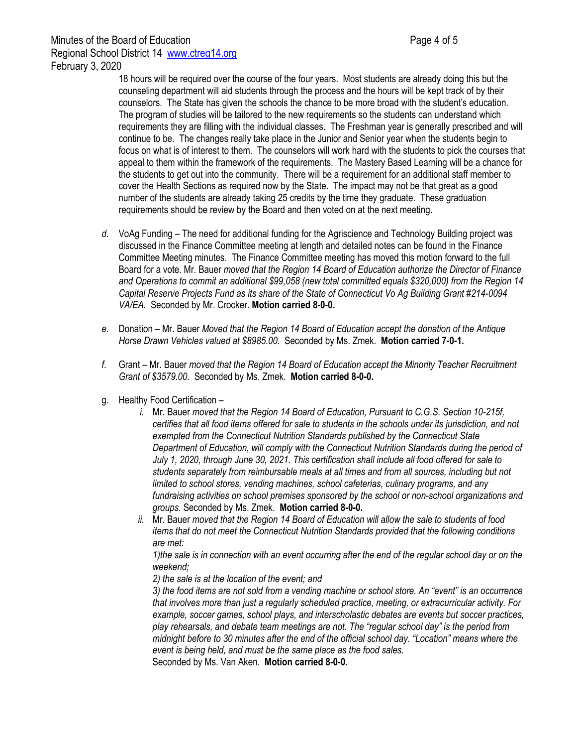18 hours will be required over the course of the four years. Most students are already doing this but the counseling department will aid students through the process and the hours will be kept track of by their counselors. The State has given the schools the chance to be more broad with the student's education. The program of studies will be tailored to the new requirements so the students can understand which requirements they are filling with the individual classes. The Freshman year is generally prescribed and will continue to be. The changes really take place in the Junior and Senior year when the students begin to focus on what is of interest to them. The counselors will work hard with the students to pick the courses that appeal to them within the framework of the requirements. The Mastery Based Learning will be a chance for the students to get out into the community. There will be a requirement for an additional staff member to cover the Health Sections as required now by the State. The impact may not be that great as a good number of the students are already taking 25 credits by the time they graduate. These graduation requirements should be review by the Board and then voted on at the next meeting.

*d.* VoAg Funding – The need for additional funding for the Agriscience and Technology Building project was discussed in the Finance Committee meeting at length and detailed notes can be found in the Finance Committee Meeting minutes. The Finance Committee meeting has moved this motion forward to the full Board for a vote. Mr. Bauer *moved that the Region 14 Board of Education authorize the Director of Finance and Operations to commit an additional $99,058 (new total committed equals $320,000) from the Region 14 Capital Reserve Projects Fund as its share of the State of Connecticut Vo Ag Building Grant #214-0094 VA/EA.* Seconded by Mr. Crocker. **Motion carried 8-0-0.**

*e.* Donation – Mr. Bauer *Moved that the Region 14 Board of Education accept the donation of the Antique Horse Drawn Vehicles valued at $8985.00.* Seconded by Ms. Zmek. **Motion carried 7-0-1.**

*f.* Grant – Mr. Bauer *moved that the Region 14 Board of Education accept the Minority Teacher Recruitment Grant of $3579.00.* Seconded by Ms. Zmek. **Motion carried 8-0-0.**

g. Healthy Food Certification –

*i.* Mr. Bauer *moved that the Region 14 Board of Education, Pursuant to C.G.S. Section 10-215f, certifies that all food items offered for sale to students in the schools under its jurisdiction, and not exempted from the Connecticut Nutrition Standards published by the Connecticut State Department of Education, will comply with the Connecticut Nutrition Standards during the period of July 1, 2020, through June 30, 2021. This certification shall include all food offered for sale to students separately from reimbursable meals at all times and from all sources, including but not limited to school stores, vending machines, school cafeterias, culinary programs, and any fundraising activities on school premises sponsored by the school or non-school organizations and groups.* Seconded by Ms. Zmek. **Motion carried 8-0-0.**

*ii.* Mr. Bauer *moved that the Region 14 Board of Education will allow the sale to students of food items that do not meet the Connecticut Nutrition Standards provided that the following conditions are met:*

*1)the sale is in connection with an event occurring after the end of the regular school day or on the weekend;*

*2) the sale is at the location of the event; and*

*3) the food items are not sold from a vending machine or school store. An "event" is an occurrence that involves more than just a regularly scheduled practice, meeting, or extracurricular activity. For example, soccer games, school plays, and interscholastic debates are events but soccer practices, play rehearsals, and debate team meetings are not. The "regular school day" is the period from midnight before to 30 minutes after the end of the official school day. "Location" means where the event is being held, and must be the same place as the food sales.*

Seconded by Ms. Van Aken. **Motion carried 8-0-0.**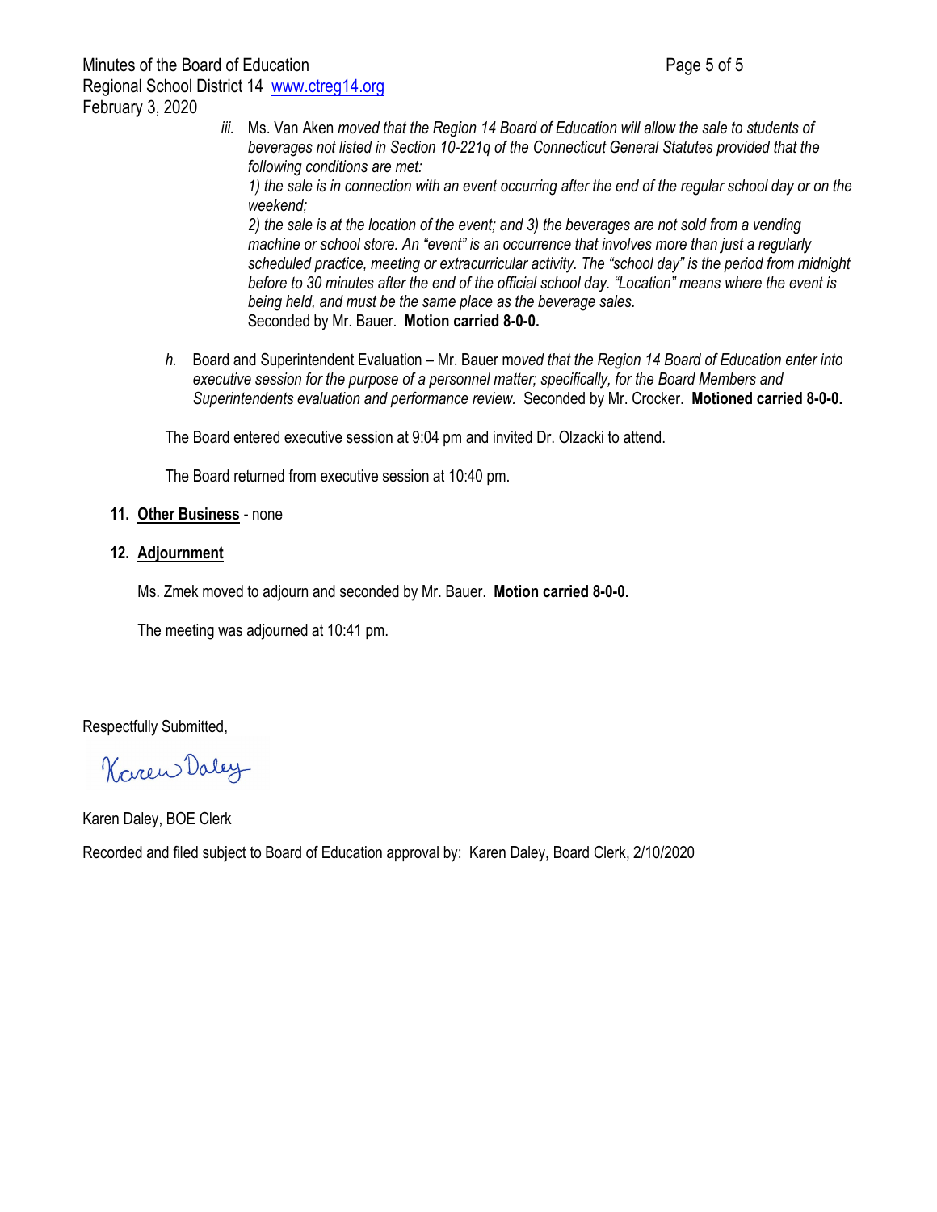iii. Ms. Van Aken *moved that the Region 14 Board of Education will allow the sale to students of beverages not listed in Section 10-221q of the Connecticut General Statutes provided that the following conditions are met:*
*1) the sale is in connection with an event occurring after the end of the regular school day or on the weekend;*
*2) the sale is at the location of the event; and 3) the beverages are not sold from a vending machine or school store. An "event" is an occurrence that involves more than just a regularly scheduled practice, meeting or extracurricular activity. The "school day" is the period from midnight before to 30 minutes after the end of the official school day. "Location" means where the event is being held, and must be the same place as the beverage sales.*
Seconded by Mr. Bauer. **Motion carried 8-0-0.**

*h.* Board and Superintendent Evaluation – Mr. Bauer m*oved that the Region 14 Board of Education enter into executive session for the purpose of a personnel matter; specifically, for the Board Members and Superintendents evaluation and performance review.* Seconded by Mr. Crocker. **Motioned carried 8-0-0.**

The Board entered executive session at 9:04 pm and invited Dr. Olzacki to attend.

The Board returned from executive session at 10:40 pm.

**11. Other Business** - none

**12. Adjournment**

Ms. Zmek moved to adjourn and seconded by Mr. Bauer. **Motion carried 8-0-0.**

The meeting was adjourned at 10:41 pm.

Respectfully Submitted,

Karen Daley

Karen Daley, BOE Clerk

Recorded and filed subject to Board of Education approval by: Karen Daley, Board Clerk, 2/10/2020